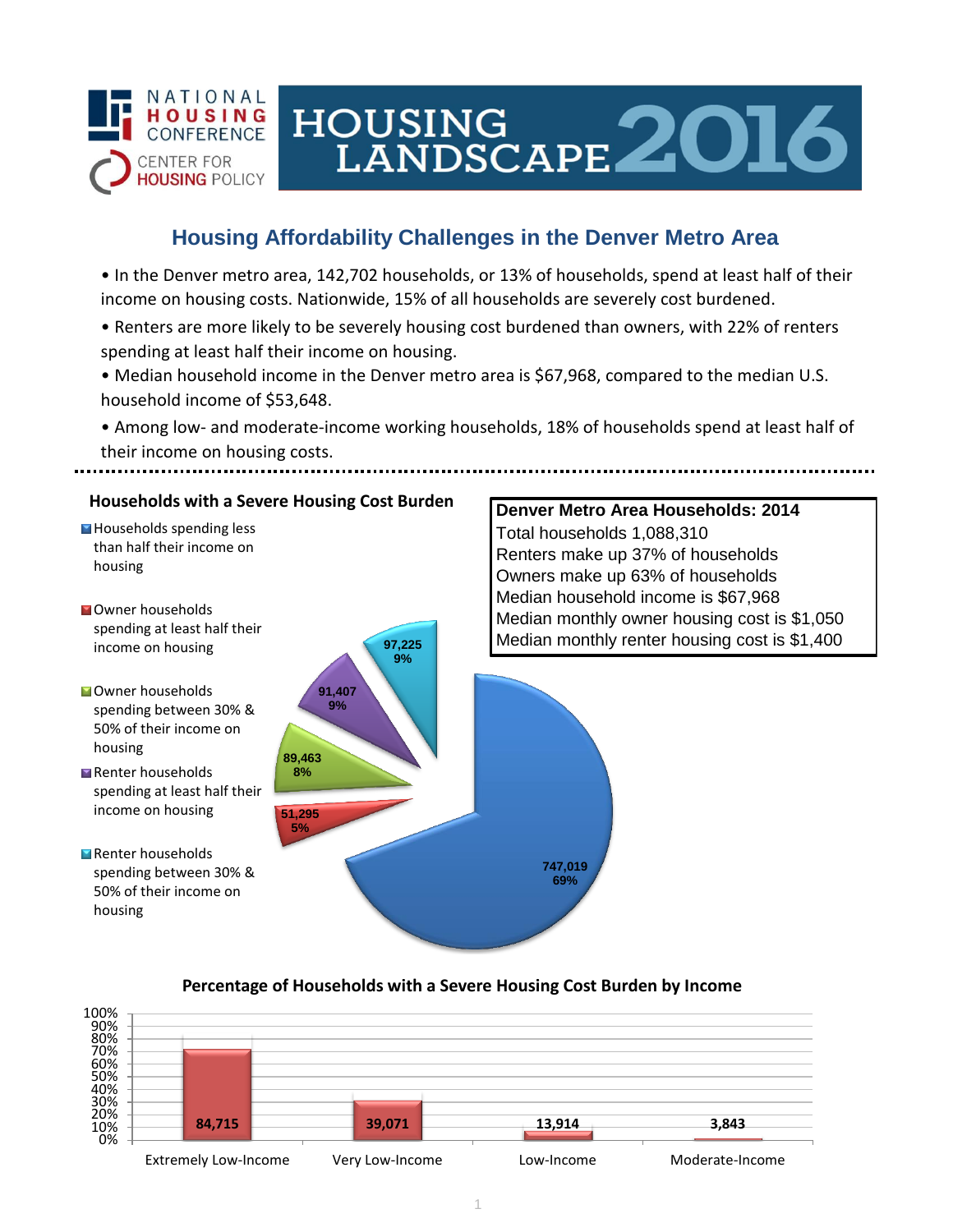NATIONAL HOUSING CONFERENCE

CENTER FOR HOUSING POLICY

# HOUSING LANDSCAPE 2016

## Housing Affordability Challenges in the Denver Metro Area

- In the Denver metro area, 142,702 households, or 13% of households, spend at least half of their income on housing costs. Nationwide, 15% of all households are severely cost burdened.
- Renters are more likely to be severely housing cost burdened than owners, with 22% of renters spending at least half their income on housing.
- Median household income in the Denver metro area is $67,968, compared to the median U.S. household income of $53,648.
- Among low- and moderate-income working households, 18% of households spend at least half of their income on housing costs.

### Households with a Severe Housing Cost Burden

| Category | Households | Percent |
|---|---|---|
| Households spending less than half their income on housing | 747,019 | 69% |
| Owner households spending at least half their income on housing | 51,295 | 5% |
| Owner households spending between 30% & 50% of their income on housing | 89,463 | 8% |
| Renter households spending at least half their income on housing | 91,407 | 9% |
| Renter households spending between 30% & 50% of their income on housing | 97,225 | 9% |

### Denver Metro Area Households: 2014

Total households 1,088,310
Renters make up 37% of households
Owners make up 63% of households
Median household income is $67,968
Median monthly owner housing cost is $1,050
Median monthly renter housing cost is $1,400

### Percentage of Households with a Severe Housing Cost Burden by Income

| Income Level | Households |
|---|---|
| Extremely Low-Income | 84,715 |
| Very Low-Income | 39,071 |
| Low-Income | 13,914 |
| Moderate-Income | 3,843 |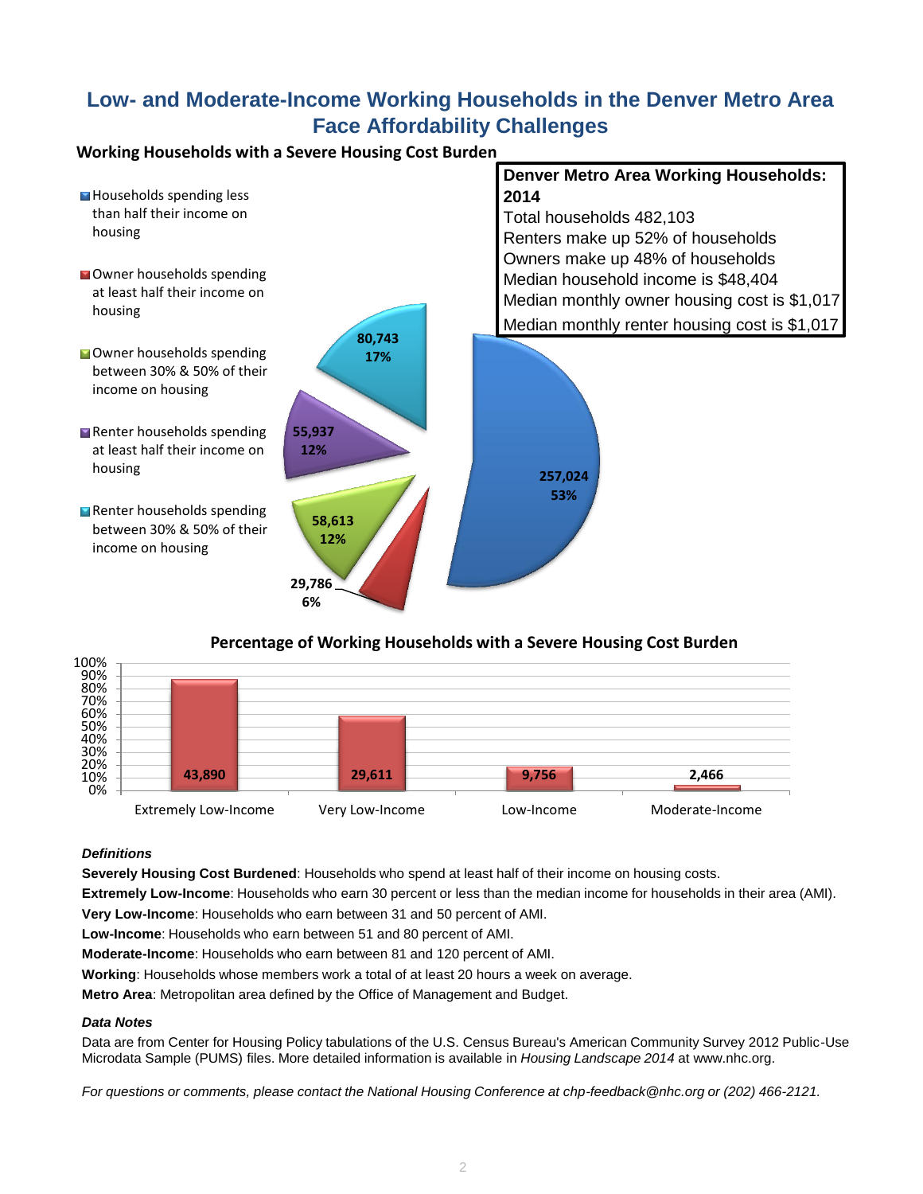# Low- and Moderate-Income Working Households in the Denver Metro Area Face Affordability Challenges

## Working Households with a Severe Housing Cost Burden

Households spending less than half their income on housing

Owner households spending at least half their income on housing

Owner households spending between 30% & 50% of their income on housing

Renter households spending at least half their income on housing

Renter households spending between 30% & 50% of their income on housing

80,743
17%

55,937
12%

58,613
12%

29,786
6%

257,024
53%

**Denver Metro Area Working Households: 2014**

Total households 482,103

Renters make up 52% of households

Owners make up 48% of households

Median household income is $48,404

Median monthly owner housing cost is $1,017

Median monthly renter housing cost is $1,017

## Percentage of Working Households with a Severe Housing Cost Burden

100%
90%
80%
70%
60%
50%
40%
30%
20%
10%
0%

43,890
29,611
9,756
2,466

Extremely Low-Income
Very Low-Income
Low-Income
Moderate-Income

***Definitions***

**Severely Housing Cost Burdened**: Households who spend at least half of their income on housing costs.

**Extremely Low-Income**: Households who earn 30 percent or less than the median income for households in their area (AMI).

**Very Low-Income**: Households who earn between 31 and 50 percent of AMI.

**Low-Income**: Households who earn between 51 and 80 percent of AMI.

**Moderate-Income**: Households who earn between 81 and 120 percent of AMI.

**Working**: Households whose members work a total of at least 20 hours a week on average.

**Metro Area**: Metropolitan area defined by the Office of Management and Budget.

***Data Notes***

Data are from Center for Housing Policy tabulations of the U.S. Census Bureau's American Community Survey 2012 Public-Use Microdata Sample (PUMS) files. More detailed information is available in *Housing Landscape 2014* at www.nhc.org.

*For questions or comments, please contact the National Housing Conference at chp-feedback@nhc.org or (202) 466-2121.*